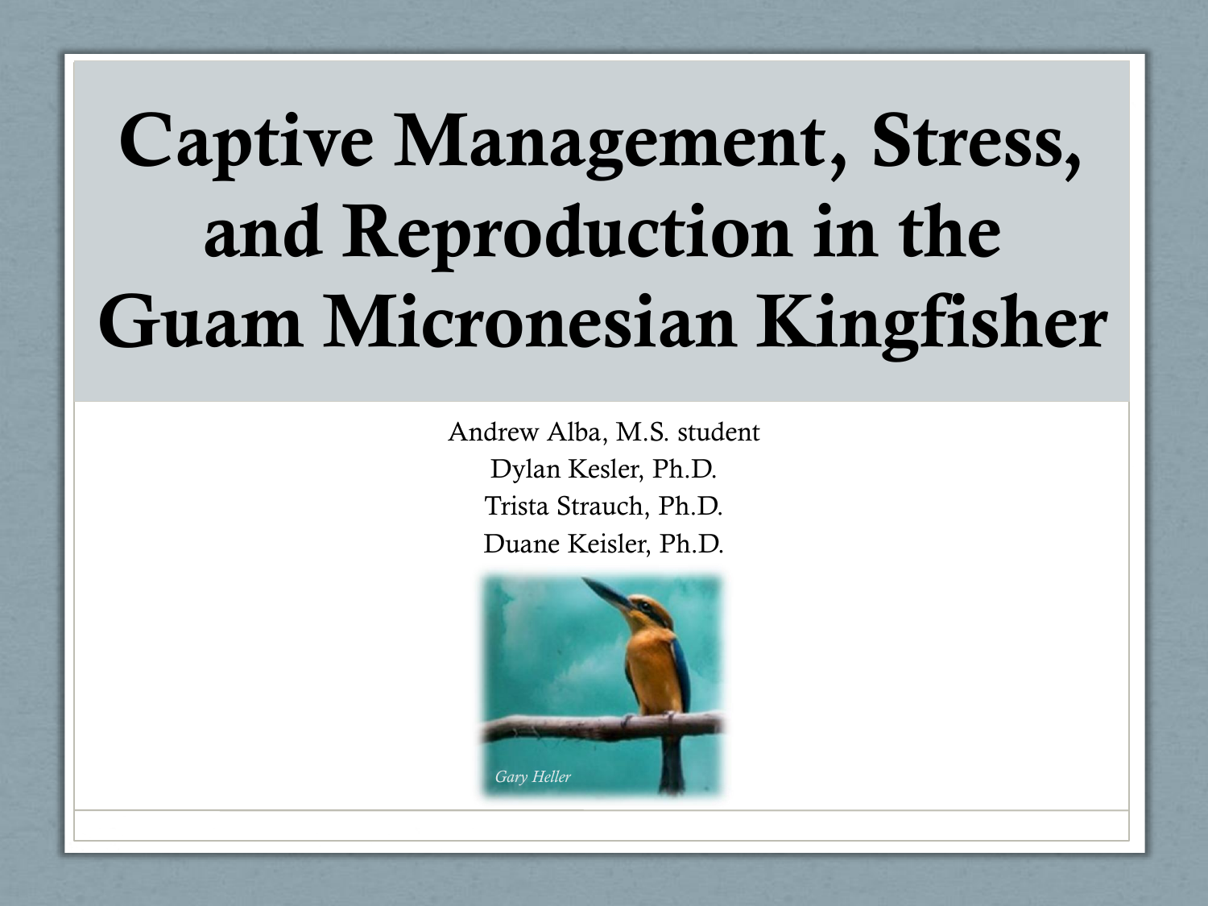# Captive Management, Stress, and Reproduction in the Guam Micronesian Kingfisher

Andrew Alba, M.S. student

Dylan Kesler, Ph.D.

Trista Strauch, Ph.D.

Duane Keisler, Ph.D.

*Gary Heller*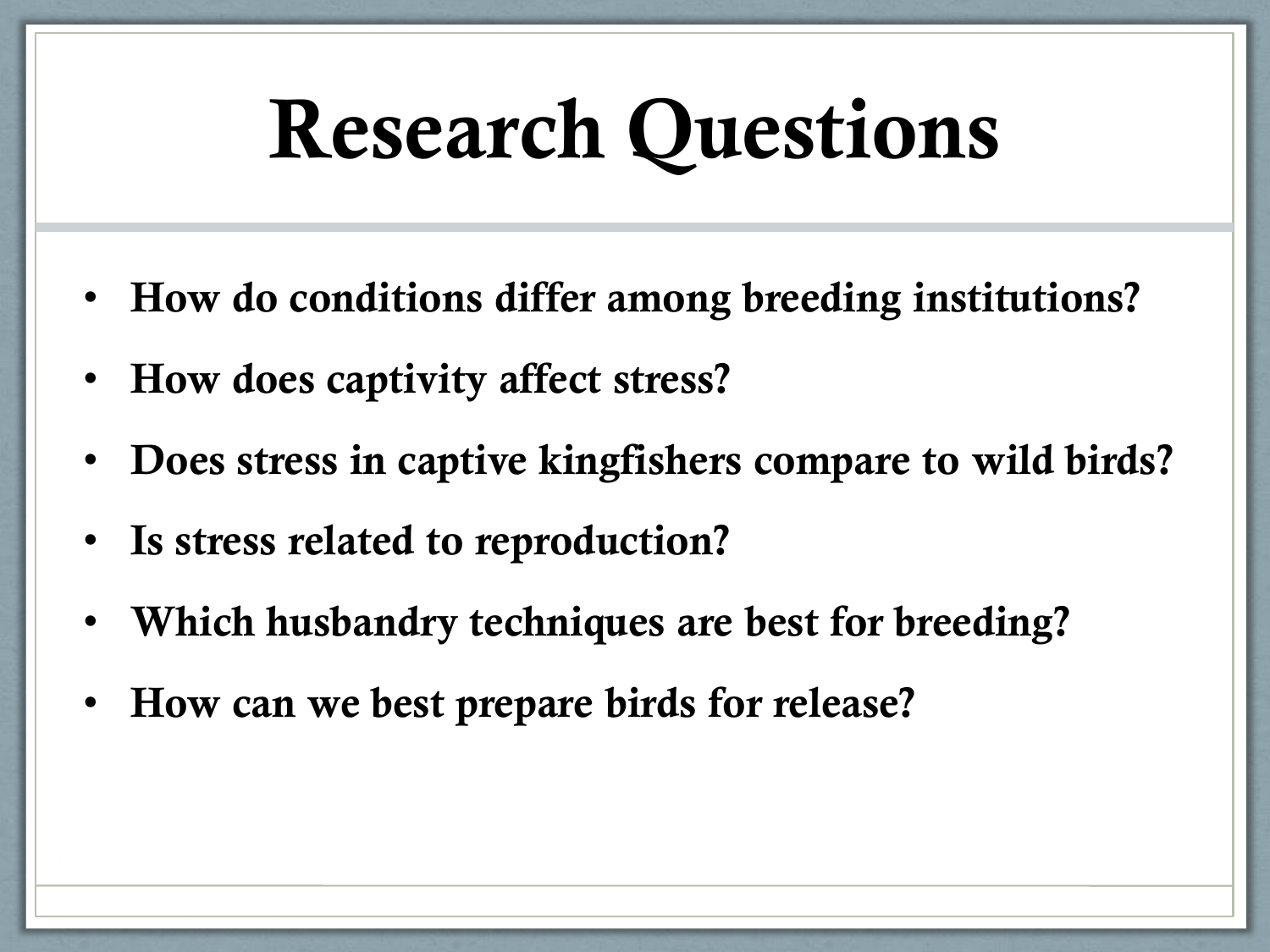# Research Questions

- **How do conditions differ among breeding institutions?**
- **How does captivity affect stress?**
- **Does stress in captive kingfishers compare to wild birds?**
- **Is stress related to reproduction?**
- **Which husbandry techniques are best for breeding?**
- **How can we best prepare birds for release?**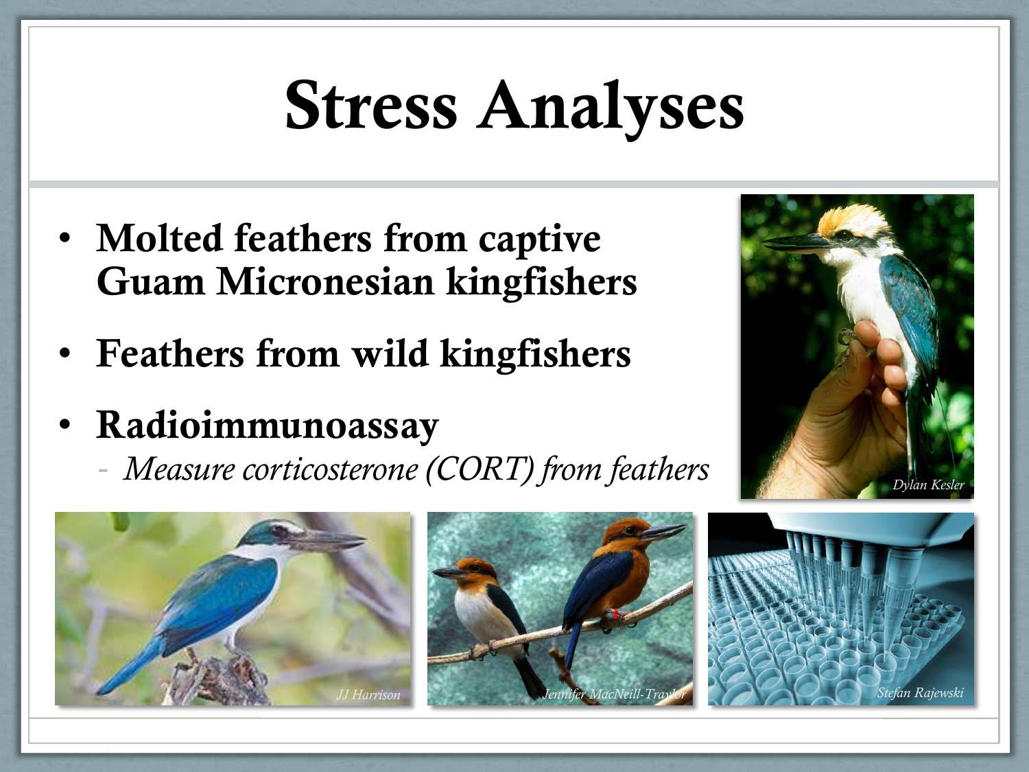# Stress Analyses

- **Molted feathers from captive Guam Micronesian kingfishers**
- **Feathers from wild kingfishers**
- **Radioimmunoassay**
  - *Measure corticosterone (CORT) from feathers*

*Dylan Kesler*

*JJ Harrison*

*Jennifer MacNeill-Traylor*

*Stefan Rajewski*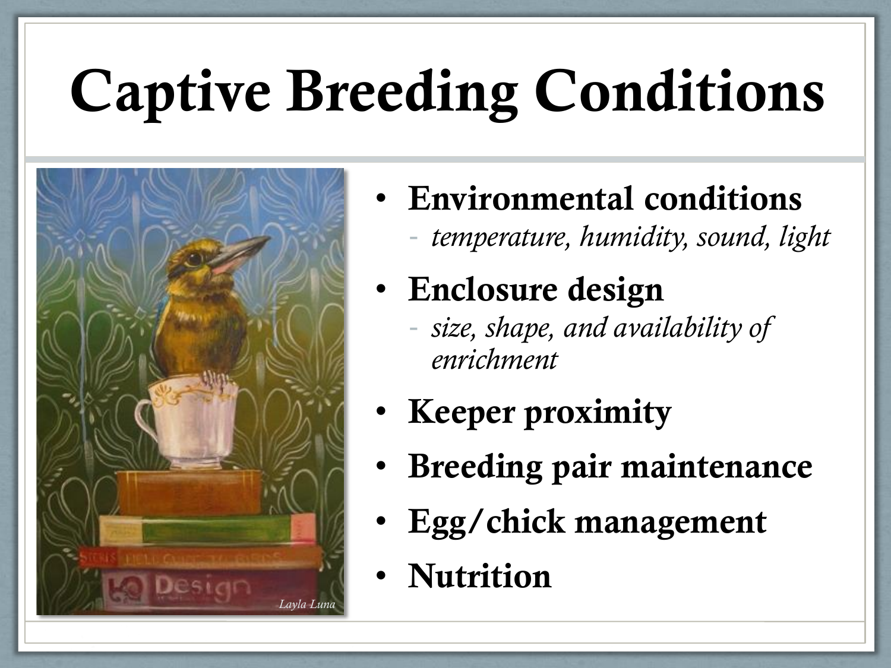# Captive Breeding Conditions

- **Environmental conditions**
  - *temperature, humidity, sound, light*
- **Enclosure design**
  - *size, shape, and availability of enrichment*
- **Keeper proximity**
- **Breeding pair maintenance**
- **Egg/chick management**
- **Nutrition**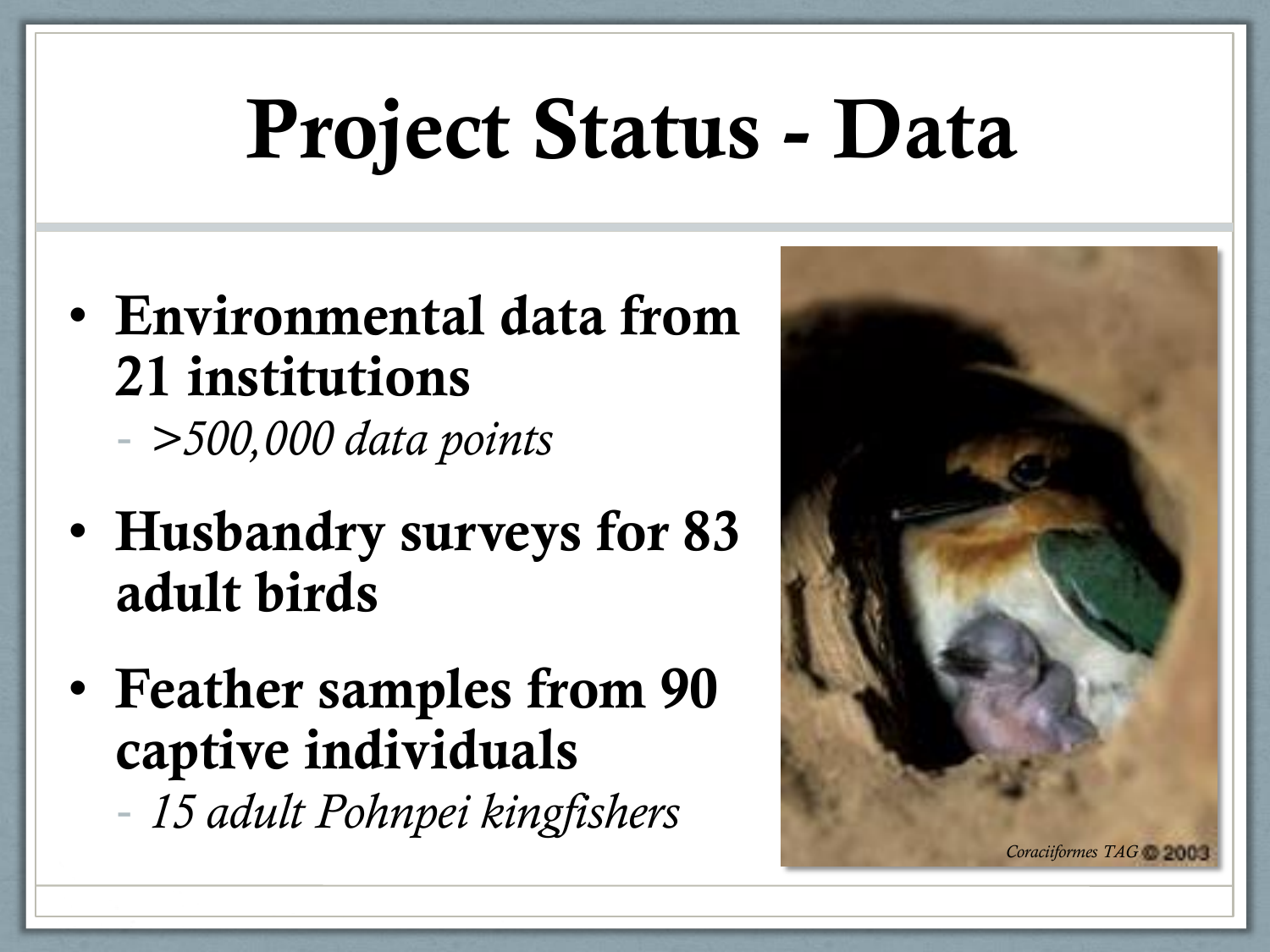# Project Status - Data

- **Environmental data from 21 institutions**
  - *>500,000 data points*
- **Husbandry surveys for 83 adult birds**
- **Feather samples from 90 captive individuals**
  - *15 adult Pohnpei kingfishers*

*Coraciiformes TAG* © 2003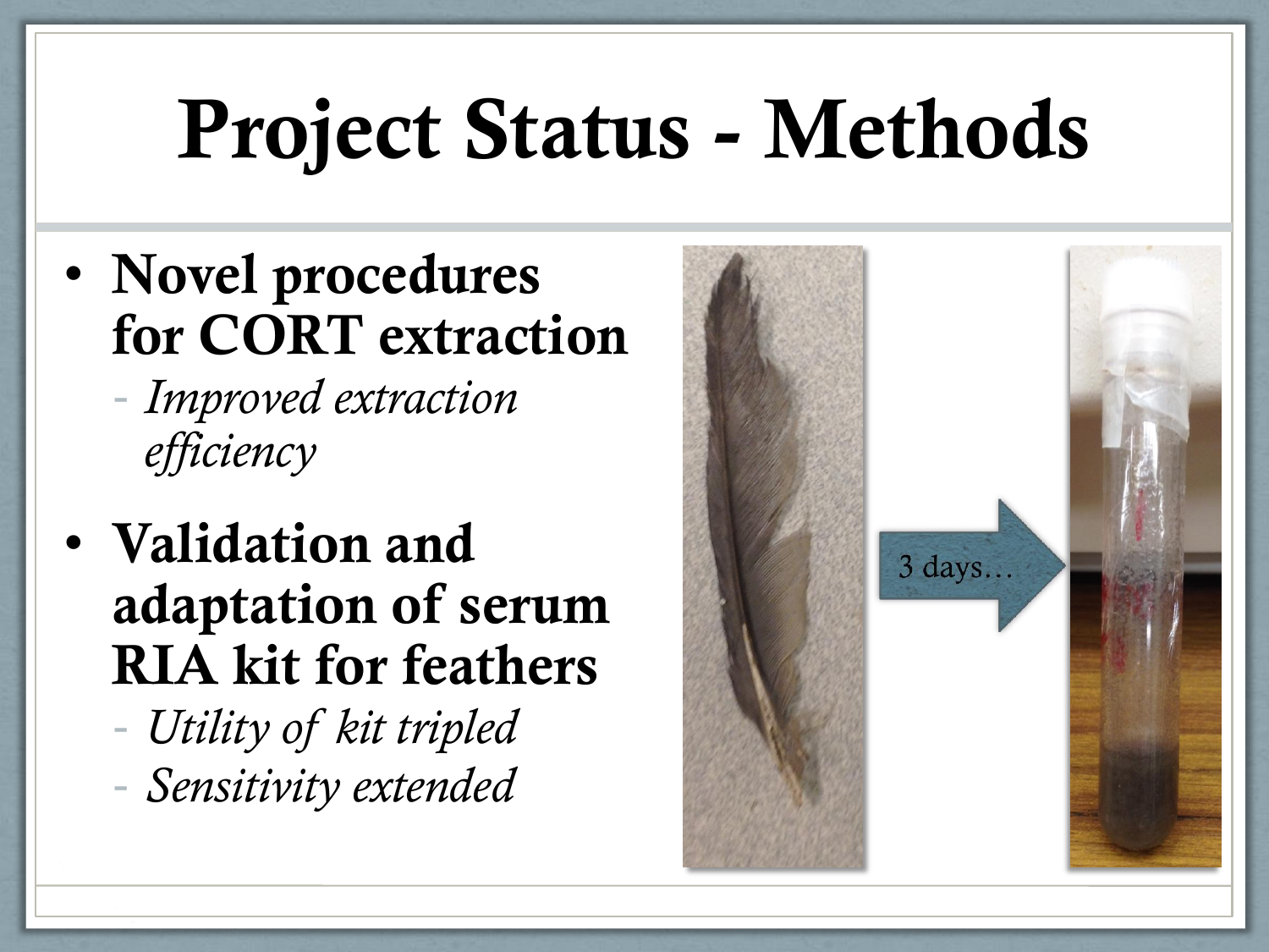# Project Status - Methods

- **Novel procedures for CORT extraction**
  - *Improved extraction efficiency*
- **Validation and adaptation of serum RIA kit for feathers**
  - *Utility of kit tripled*
  - *Sensitivity extended*

3 days…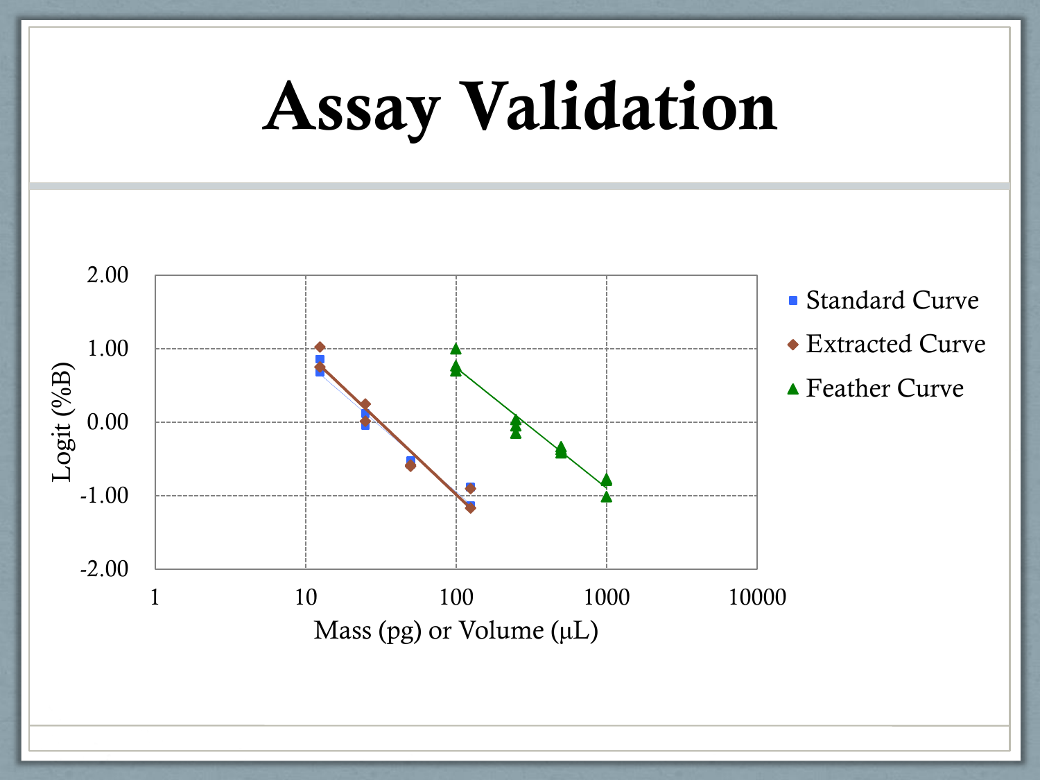# Assay Validation

Logit (%B)

2.00
1.00
0.00
-1.00
-2.00

1 10 100 1000 10000

Mass (pg) or Volume (μL)

- Standard Curve
- Extracted Curve
- Feather Curve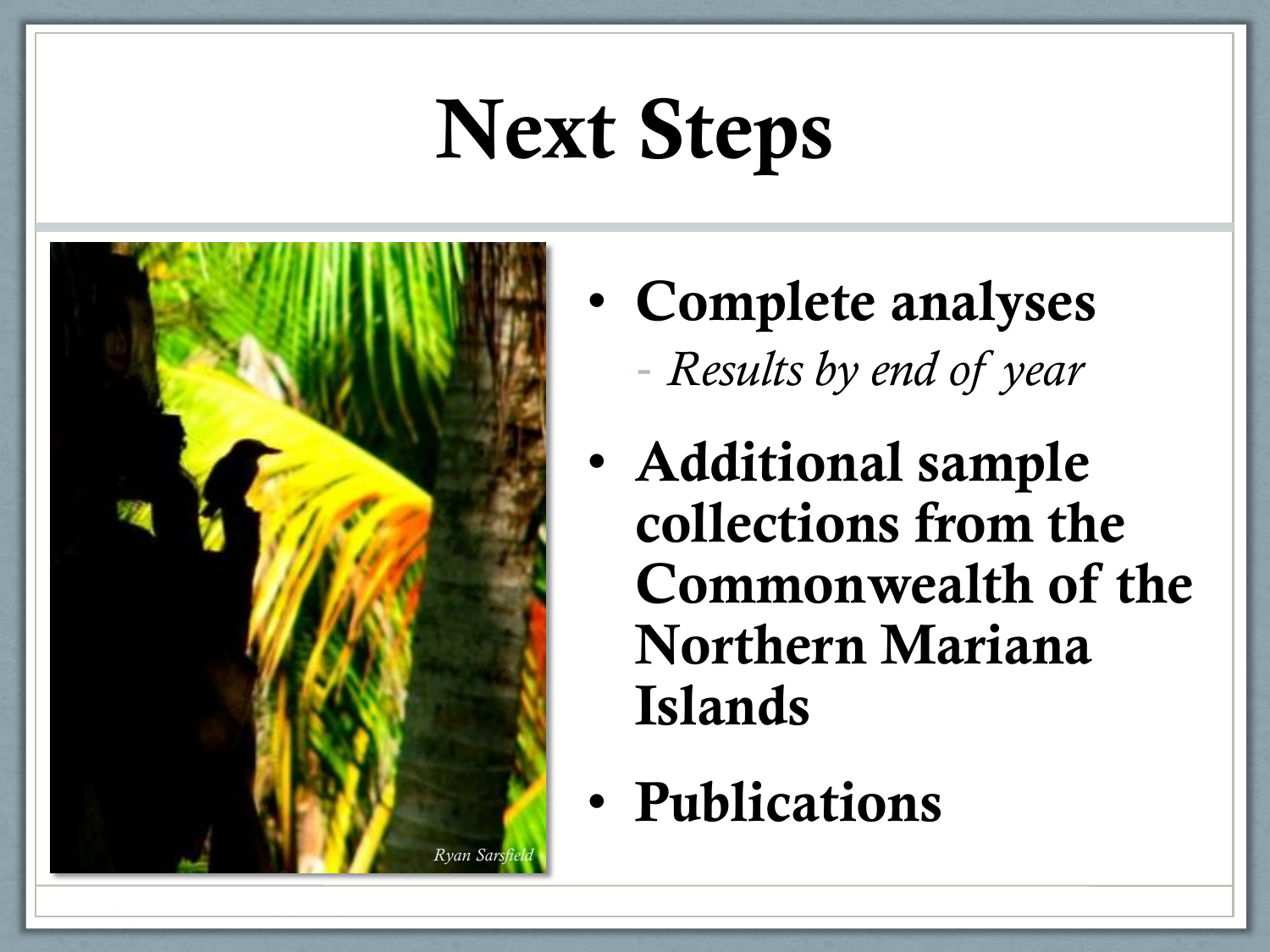# Next Steps

- **Complete analyses**
  - *Results by end of year*
- **Additional sample collections from the Commonwealth of the Northern Mariana Islands**
- **Publications**

*Ryan Sarsfield*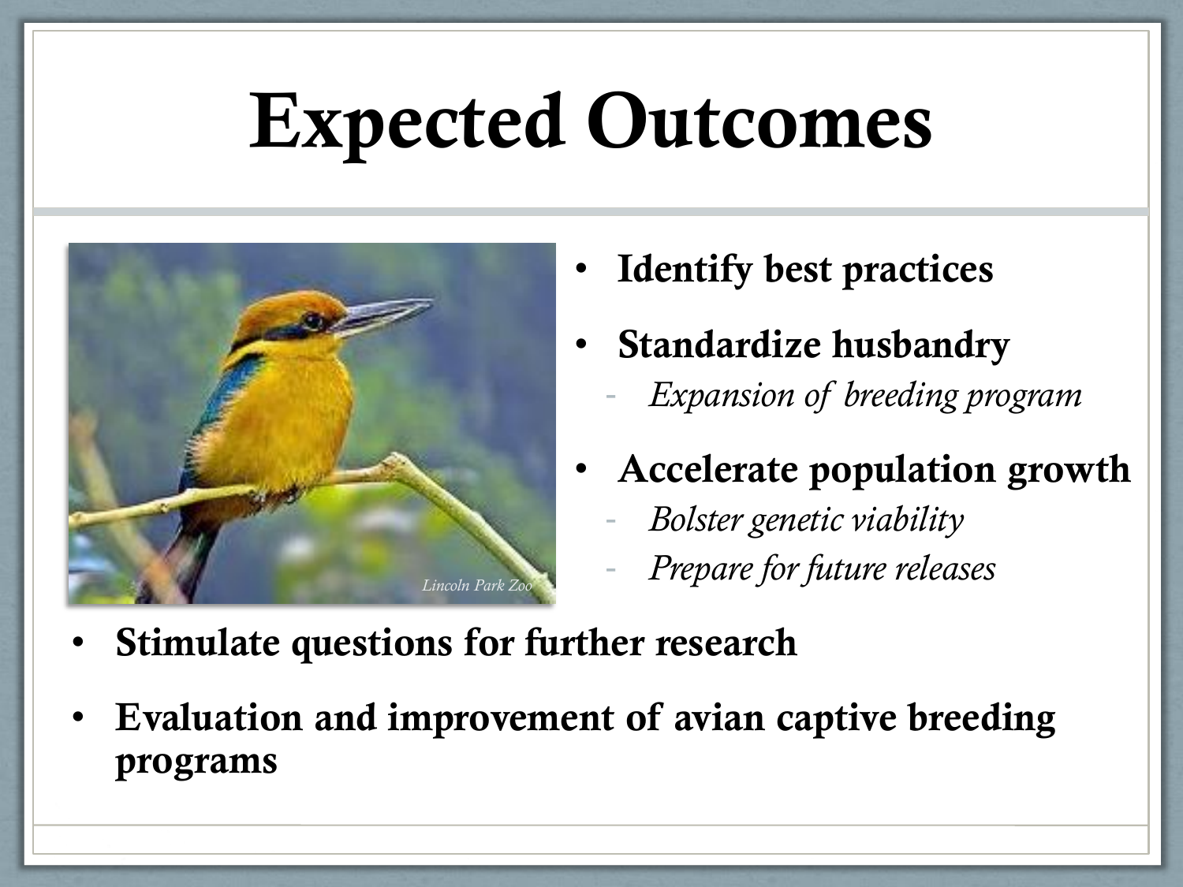# Expected Outcomes

- **Identify best practices**
- **Standardize husbandry**
  - *Expansion of breeding program*
- **Accelerate population growth**
  - *Bolster genetic viability*
  - *Prepare for future releases*
- **Stimulate questions for further research**
- **Evaluation and improvement of avian captive breeding programs**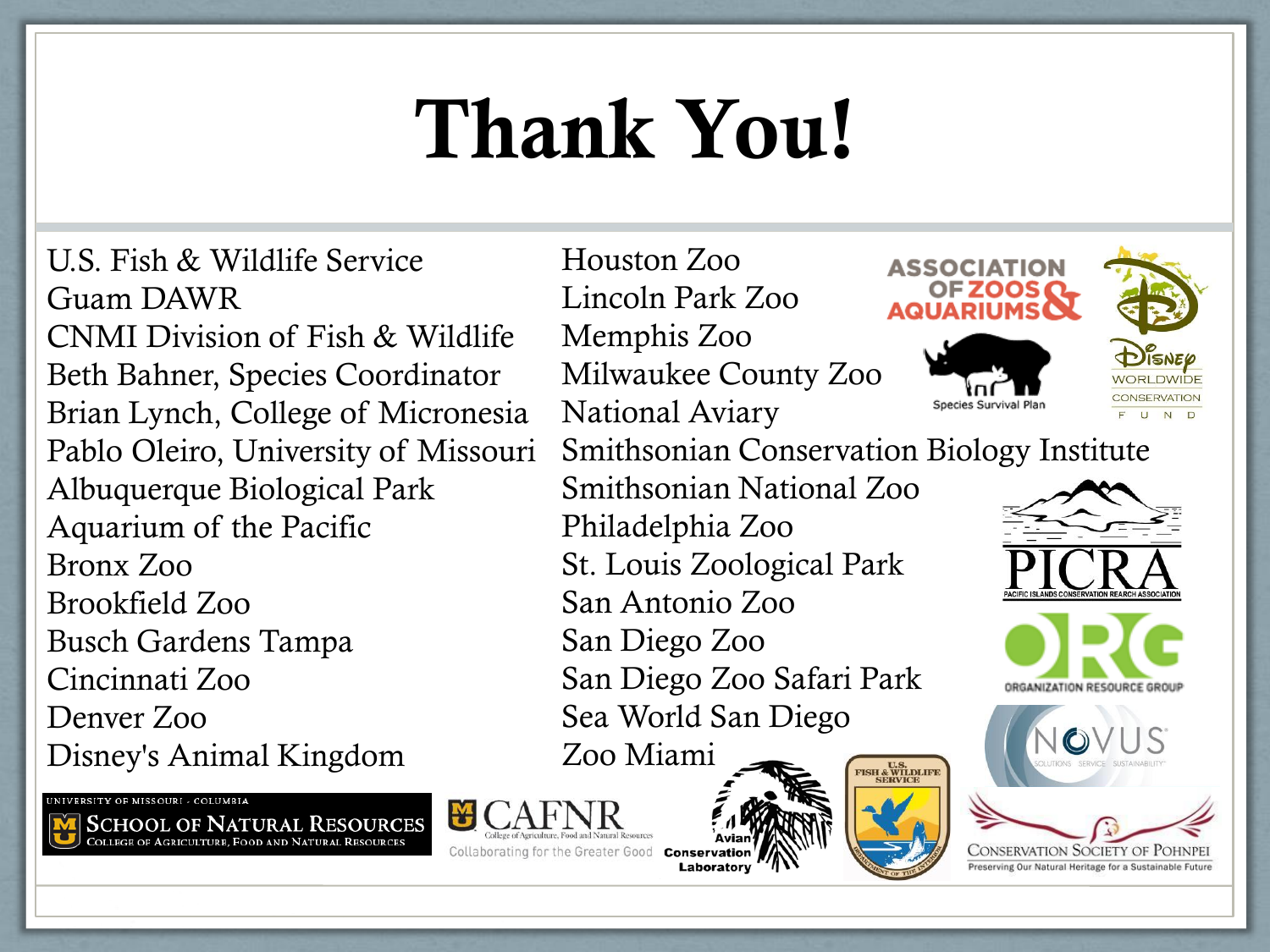# Thank You!

U.S. Fish & Wildlife Service
Guam DAWR
CNMI Division of Fish & Wildlife
Beth Bahner, Species Coordinator
Brian Lynch, College of Micronesia
Pablo Oleiro, University of Missouri
Albuquerque Biological Park
Aquarium of the Pacific
Bronx Zoo
Brookfield Zoo
Busch Gardens Tampa
Cincinnati Zoo
Denver Zoo
Disney's Animal Kingdom

Houston Zoo
Lincoln Park Zoo
Memphis Zoo
Milwaukee County Zoo
National Aviary
Smithsonian Conservation Biology Institute
Smithsonian National Zoo
Philadelphia Zoo
St. Louis Zoological Park
San Antonio Zoo
San Diego Zoo
San Diego Zoo Safari Park
Sea World San Diego
Zoo Miami

Association of Zoos & Aquariums
Disney Worldwide Conservation Fund
Species Survival Plan
PICRA Pacific Islands Conservation Rearch Association
ORG Organization Resource Group
NOVUS Solutions Service Sustainability
University of Missouri - Columbia School of Natural Resources College of Agriculture, Food and Natural Resources
CAFNR College of Agriculture, Food and Natural Resources Collaborating for the Greater Good
Avian Conservation Laboratory
U.S. Fish & Wildlife Service Department of the Interior
Conservation Society of Pohnpei Preserving Our Natural Heritage for a Sustainable Future